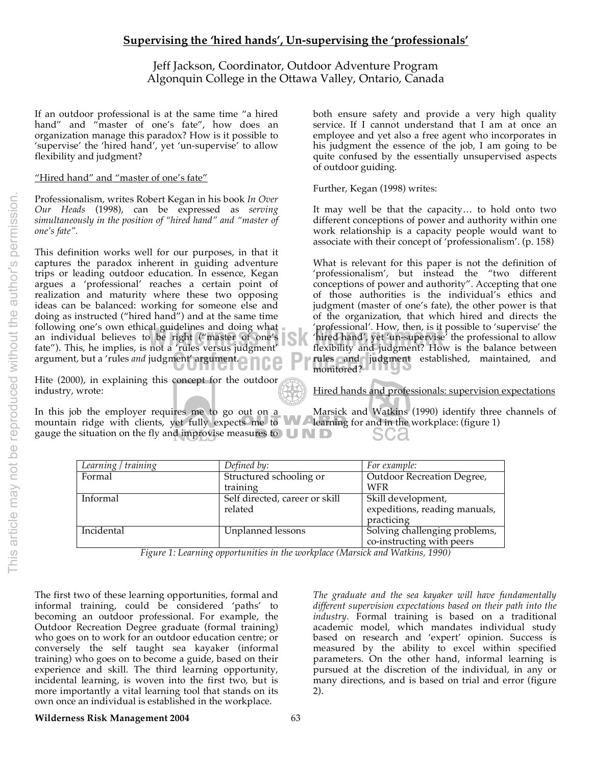# Supervising the 'hired hands', Un-supervising the 'professionals'

Jeff Jackson, Coordinator, Outdoor Adventure Program
Algonquin College in the Ottawa Valley, Ontario, Canada

If an outdoor professional is at the same time "a hired hand" and "master of one's fate", how does an organization manage this paradox? How is it possible to 'supervise' the 'hired hand', yet 'un-supervise' to allow flexibility and judgment?

## "Hired hand" and "master of one's fate"

Professionalism, writes Robert Kegan in his book *In Over Our Heads* (1998), can be expressed as *serving simultaneously in the position of "hired hand" and "master of one's fate"*.

This definition works well for our purposes, in that it captures the paradox inherent in guiding adventure trips or leading outdoor education. In essence, Kegan argues a 'professional' reaches a certain point of realization and maturity where these two opposing ideas can be balanced: working for someone else and doing as instructed ("hired hand") and at the same time following one's own ethical guidelines and doing what an individual believes to be right ("master of one's fate"). This, he implies, is not a 'rules versus judgment' argument, but a 'rules *and* judgment' argument.

Hite (2000), in explaining this concept for the outdoor industry, wrote:

In this job the employer requires me to go out on a mountain ridge with clients, yet fully expects me to gauge the situation on the fly and improvise measures to both ensure safety and provide a very high quality service. If I cannot understand that I am at once an employee and yet also a free agent who incorporates in his judgment the essence of the job, I am going to be quite confused by the essentially unsupervised aspects of outdoor guiding.

Further, Kegan (1998) writes:

It may well be that the capacity… to hold onto two different conceptions of power and authority within one work relationship is a capacity people would want to associate with their concept of 'professionalism'. (p. 158)

What is relevant for this paper is not the definition of 'professionalism', but instead the "two different conceptions of power and authority". Accepting that one of those authorities is the individual's ethics and judgment (master of one's fate), the other power is that of the organization, that which hired and directs the 'professional'. How, then, is it possible to 'supervise' the 'hired hand', yet 'un-supervise' the professional to allow flexibility and judgment? How is the balance between rules and judgment established, maintained, and monitored?

## Hired hands and professionals: supervision expectations

Marsick and Watkins (1990) identify three channels of learning for and in the workplace: (figure 1)

| *Learning / training* | *Defined by:* | *For example:* |
|---|---|---|
| Formal | Structured schooling or training | Outdoor Recreation Degree, WFR |
| Informal | Self directed, career or skill related | Skill development, expeditions, reading manuals, practicing |
| Incidental | Unplanned lessons | Solving challenging problems, co-instructing with peers |

*Figure 1: Learning opportunities in the workplace (Marsick and Watkins, 1990)*

The first two of these learning opportunities, formal and informal training, could be considered 'paths' to becoming an outdoor professional. For example, the Outdoor Recreation Degree graduate (formal training) who goes on to work for an outdoor education centre; or conversely the self taught sea kayaker (informal training) who goes on to become a guide, based on their experience and skill. The third learning opportunity, incidental learning, is woven into the first two, but is more importantly a vital learning tool that stands on its own once an individual is established in the workplace.

*The graduate and the sea kayaker will have fundamentally different supervision expectations based on their path into the industry.* Formal training is based on a traditional academic model, which mandates individual study based on research and 'expert' opinion. Success is measured by the ability to excel within specified parameters. On the other hand, informal learning is pursued at the discretion of the individual, in any or many directions, and is based on trial and error (figure 2).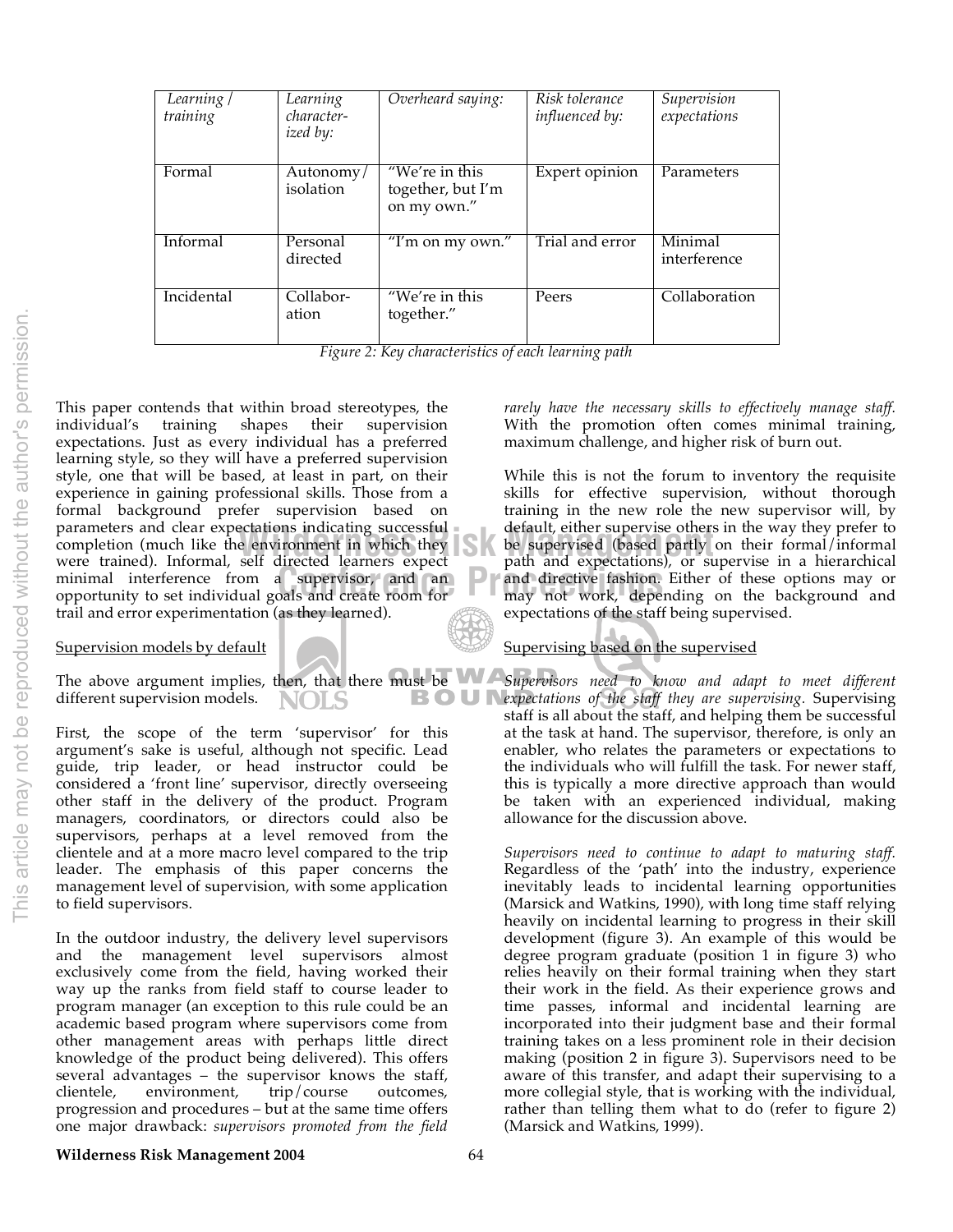| *Learning / training* | *Learning characterized by:* | *Overheard saying:* | *Risk tolerance influenced by:* | *Supervision expectations* |
|---|---|---|---|---|
| Formal | Autonomy/ isolation | "We're in this together, but I'm on my own." | Expert opinion | Parameters |
| Informal | Personal directed | "I'm on my own." | Trial and error | Minimal interference |
| Incidental | Collaboration | "We're in this together." | Peers | Collaboration |

*Figure 2: Key characteristics of each learning path*

This paper contends that within broad stereotypes, the individual's training shapes their supervision expectations. Just as every individual has a preferred learning style, so they will have a preferred supervision style, one that will be based, at least in part, on their experience in gaining professional skills. Those from a formal background prefer supervision based on parameters and clear expectations indicating successful completion (much like the environment in which they were trained). Informal, self directed learners expect minimal interference from a supervisor, and an opportunity to set individual goals and create room for trail and error experimentation (as they learned).

Supervision models by default

The above argument implies, then, that there must be different supervision models.

First, the scope of the term 'supervisor' for this argument's sake is useful, although not specific. Lead guide, trip leader, or head instructor could be considered a 'front line' supervisor, directly overseeing other staff in the delivery of the product. Program managers, coordinators, or directors could also be supervisors, perhaps at a level removed from the clientele and at a more macro level compared to the trip leader. The emphasis of this paper concerns the management level of supervision, with some application to field supervisors.

In the outdoor industry, the delivery level supervisors and the management level supervisors almost exclusively come from the field, having worked their way up the ranks from field staff to course leader to program manager (an exception to this rule could be an academic based program where supervisors come from other management areas with perhaps little direct knowledge of the product being delivered). This offers several advantages – the supervisor knows the staff, clientele, environment, trip/course outcomes, progression and procedures – but at the same time offers one major drawback: *supervisors promoted from the field rarely have the necessary skills to effectively manage staff.* With the promotion often comes minimal training, maximum challenge, and higher risk of burn out.

While this is not the forum to inventory the requisite skills for effective supervision, without thorough training in the new role the new supervisor will, by default, either supervise others in the way they prefer to be supervised (based partly on their formal/informal path and expectations), or supervise in a hierarchical and directive fashion. Either of these options may or may not work, depending on the background and expectations of the staff being supervised.

Supervising based on the supervised

*Supervisors need to know and adapt to meet different expectations of the staff they are supervising.* Supervising staff is all about the staff, and helping them be successful at the task at hand. The supervisor, therefore, is only an enabler, who relates the parameters or expectations to the individuals who will fulfill the task. For newer staff, this is typically a more directive approach than would be taken with an experienced individual, making allowance for the discussion above.

*Supervisors need to continue to adapt to maturing staff.* Regardless of the 'path' into the industry, experience inevitably leads to incidental learning opportunities (Marsick and Watkins, 1990), with long time staff relying heavily on incidental learning to progress in their skill development (figure 3). An example of this would be degree program graduate (position 1 in figure 3) who relies heavily on their formal training when they start their work in the field. As their experience grows and time passes, informal and incidental learning are incorporated into their judgment base and their formal training takes on a less prominent role in their decision making (position 2 in figure 3). Supervisors need to be aware of this transfer, and adapt their supervising to a more collegial style, that is working with the individual, rather than telling them what to do (refer to figure 2) (Marsick and Watkins, 1999).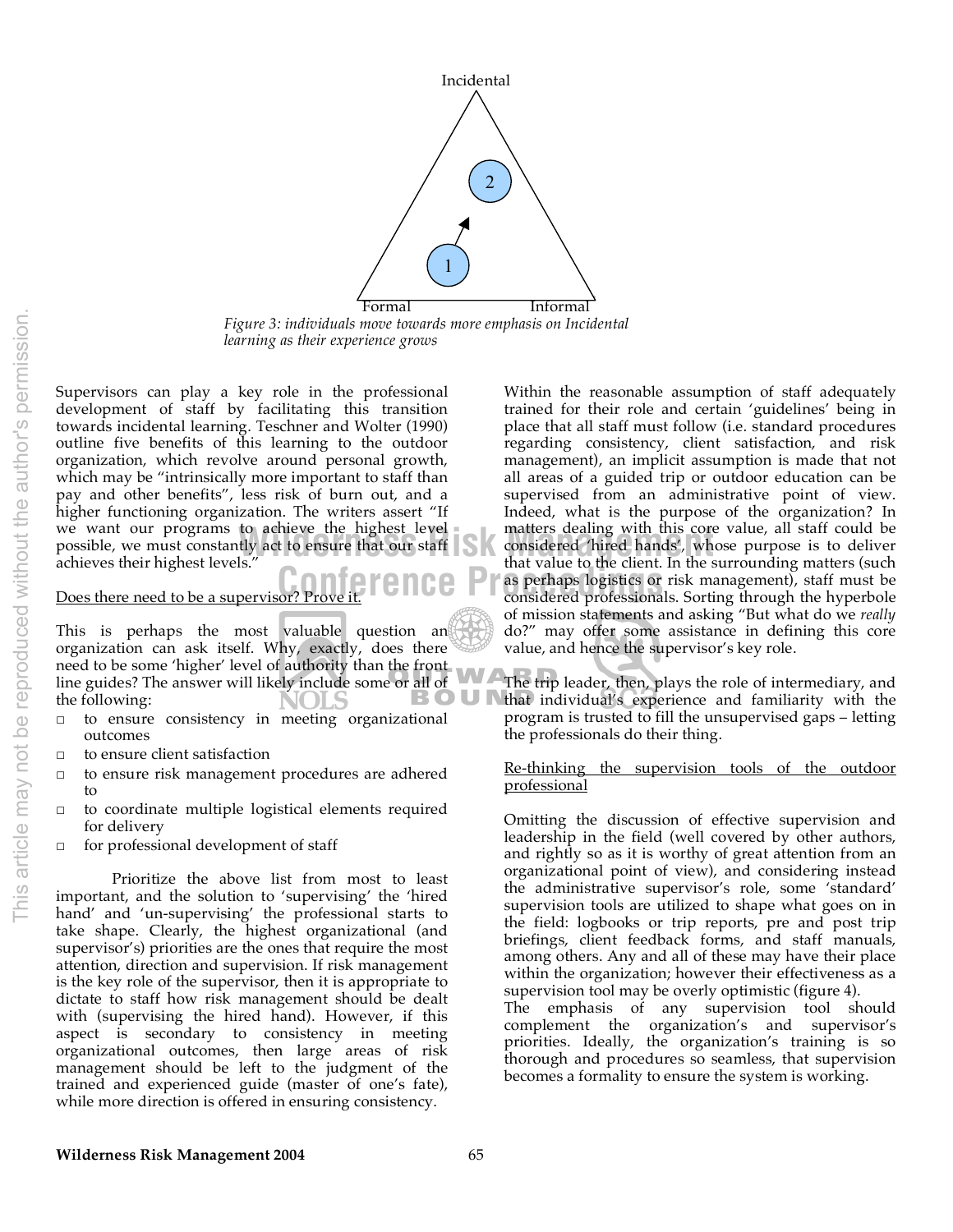Incidental

Formal    Informal

*Figure 3: individuals move towards more emphasis on Incidental learning as their experience grows*

Supervisors can play a key role in the professional development of staff by facilitating this transition towards incidental learning. Teschner and Wolter (1990) outline five benefits of this learning to the outdoor organization, which revolve around personal growth, which may be "intrinsically more important to staff than pay and other benefits", less risk of burn out, and a higher functioning organization. The writers assert "If we want our programs to achieve the highest level possible, we must constantly act to ensure that our staff achieves their highest levels."

Does there need to be a supervisor? Prove it.

This is perhaps the most valuable question an organization can ask itself. Why, exactly, does there need to be some 'higher' level of authority than the front line guides? The answer will likely include some or all of the following:

- to ensure consistency in meeting organizational outcomes
- to ensure client satisfaction
- to ensure risk management procedures are adhered to
- to coordinate multiple logistical elements required for delivery
- for professional development of staff

Prioritize the above list from most to least important, and the solution to 'supervising' the 'hired hand' and 'un-supervising' the professional starts to take shape. Clearly, the highest organizational (and supervisor's) priorities are the ones that require the most attention, direction and supervision. If risk management is the key role of the supervisor, then it is appropriate to dictate to staff how risk management should be dealt with (supervising the hired hand). However, if this aspect is secondary to consistency in meeting organizational outcomes, then large areas of risk management should be left to the judgment of the trained and experienced guide (master of one's fate), while more direction is offered in ensuring consistency.

Within the reasonable assumption of staff adequately trained for their role and certain 'guidelines' being in place that all staff must follow (i.e. standard procedures regarding consistency, client satisfaction, and risk management), an implicit assumption is made that not all areas of a guided trip or outdoor education can be supervised from an administrative point of view. Indeed, what is the purpose of the organization? In matters dealing with this core value, all staff could be considered 'hired hands', whose purpose is to deliver that value to the client. In the surrounding matters (such as perhaps logistics or risk management), staff must be considered professionals. Sorting through the hyperbole of mission statements and asking "But what do we *really* do?" may offer some assistance in defining this core value, and hence the supervisor's key role.

The trip leader, then, plays the role of intermediary, and that individual's experience and familiarity with the program is trusted to fill the unsupervised gaps – letting the professionals do their thing.

Re-thinking the supervision tools of the outdoor professional

Omitting the discussion of effective supervision and leadership in the field (well covered by other authors, and rightly so as it is worthy of great attention from an organizational point of view), and considering instead the administrative supervisor's role, some 'standard' supervision tools are utilized to shape what goes on in the field: logbooks or trip reports, pre and post trip briefings, client feedback forms, and staff manuals, among others. Any and all of these may have their place within the organization; however their effectiveness as a supervision tool may be overly optimistic (figure 4).

The emphasis of any supervision tool should complement the organization's and supervisor's priorities. Ideally, the organization's training is so thorough and procedures so seamless, that supervision becomes a formality to ensure the system is working.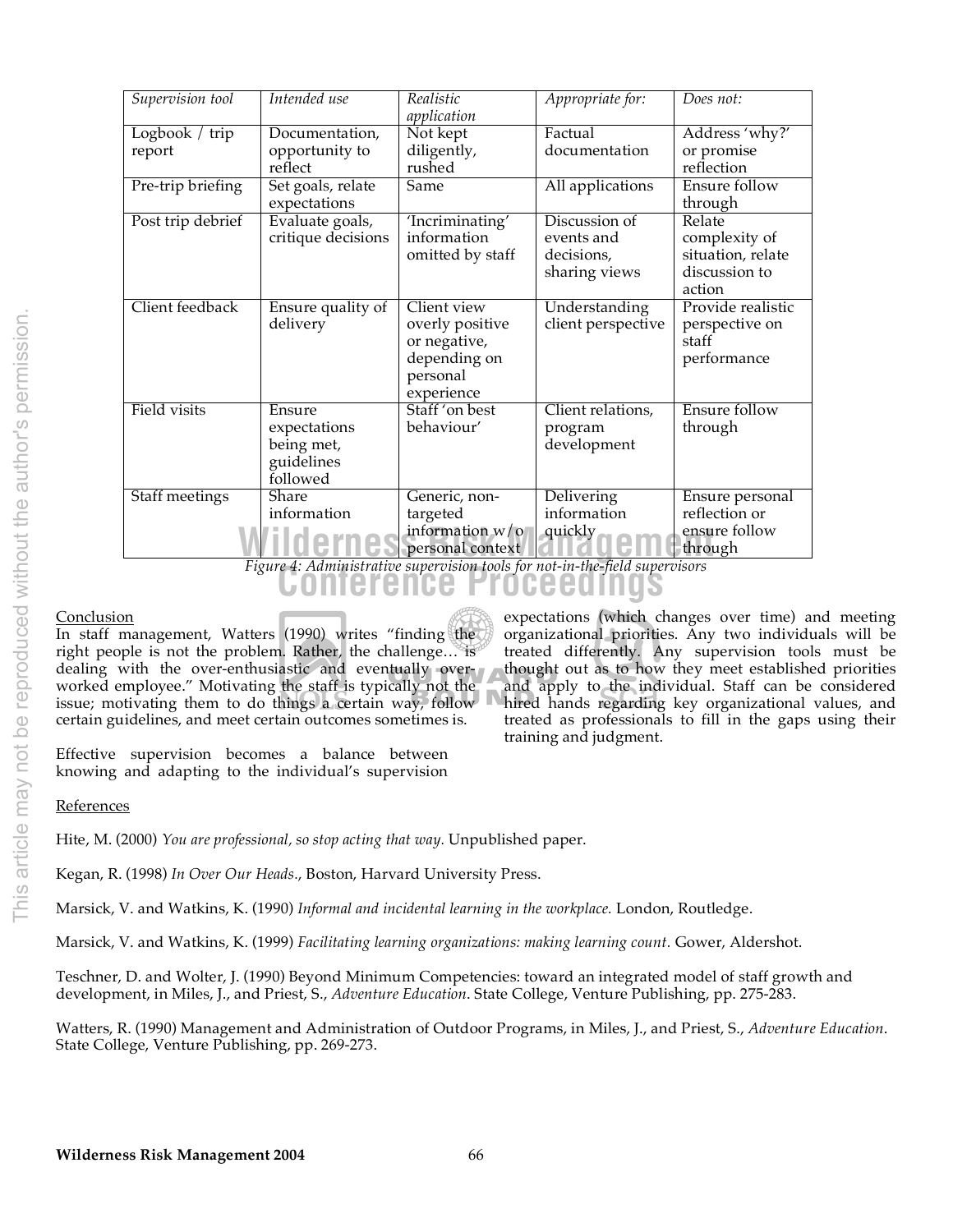| *Supervision tool* | *Intended use* | *Realistic application* | *Appropriate for:* | *Does not:* |
|---|---|---|---|---|
| Logbook / trip report | Documentation, opportunity to reflect | Not kept diligently, rushed | Factual documentation | Address 'why?' or promise reflection |
| Pre-trip briefing | Set goals, relate expectations | Same | All applications | Ensure follow through |
| Post trip debrief | Evaluate goals, critique decisions | 'Incriminating' information omitted by staff | Discussion of events and decisions, sharing views | Relate complexity of situation, relate discussion to action |
| Client feedback | Ensure quality of delivery | Client view overly positive or negative, depending on personal experience | Understanding client perspective | Provide realistic perspective on staff performance |
| Field visits | Ensure expectations being met, guidelines followed | Staff 'on best behaviour' | Client relations, program development | Ensure follow through |
| Staff meetings | Share information | Generic, non-targeted information w/o personal context | Delivering information quickly | Ensure personal reflection or ensure follow through |

*Figure 4: Administrative supervision tools for not-in-the-field supervisors*

## Conclusion

In staff management, Watters (1990) writes "finding the right people is not the problem. Rather, the challenge… is dealing with the over-enthusiastic and eventually over-worked employee." Motivating the staff is typically not the issue; motivating them to do things a certain way, follow certain guidelines, and meet certain outcomes sometimes is.

Effective supervision becomes a balance between knowing and adapting to the individual's supervision expectations (which changes over time) and meeting organizational priorities. Any two individuals will be treated differently. Any supervision tools must be thought out as to how they meet established priorities and apply to the individual. Staff can be considered hired hands regarding key organizational values, and treated as professionals to fill in the gaps using their training and judgment.

## References

Hite, M. (2000) *You are professional, so stop acting that way.* Unpublished paper.

Kegan, R. (1998) *In Over Our Heads.*, Boston, Harvard University Press.

Marsick, V. and Watkins, K. (1990) *Informal and incidental learning in the workplace.* London, Routledge.

Marsick, V. and Watkins, K. (1999) *Facilitating learning organizations: making learning count.* Gower, Aldershot.

Teschner, D. and Wolter, J. (1990) Beyond Minimum Competencies: toward an integrated model of staff growth and development, in Miles, J., and Priest, S., *Adventure Education*. State College, Venture Publishing, pp. 275-283.

Watters, R. (1990) Management and Administration of Outdoor Programs, in Miles, J., and Priest, S., *Adventure Education*. State College, Venture Publishing, pp. 269-273.